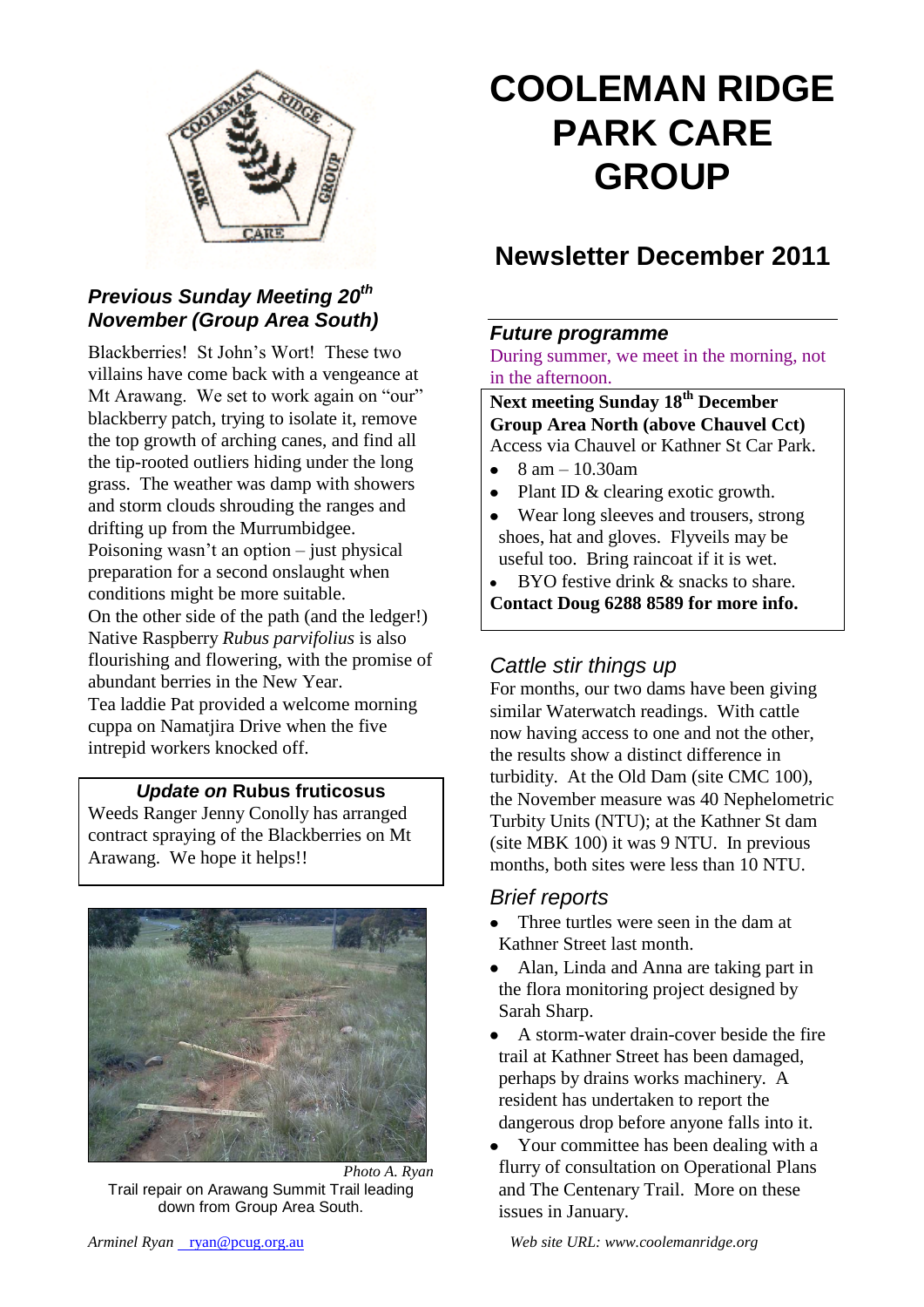# COOLEMAN RIDGE PARK CARE GROUP

## Newsletter December 2011

### *Previous Sunday Meeting 20th November (Group Area South)*

Blackberries! St John's Wort! These two villains have come back with a vengeance at Mt Arawang. We set to work again on "our" blackberry patch, trying to isolate it, remove the top growth of arching canes, and find all the tip-rooted outliers hiding under the long grass. The weather was damp with showers and storm clouds shrouding the ranges and drifting up from the Murrumbidgee. Poisoning wasn't an option – just physical preparation for a second onslaught when conditions might be more suitable.

On the other side of the path (and the ledger!) Native Raspberry *Rubus parvifolius* is also flourishing and flowering, with the promise of abundant berries in the New Year.

Tea laddie Pat provided a welcome morning cuppa on Namatjira Drive when the five intrepid workers knocked off.

### *Update on* Rubus fruticosus

Weeds Ranger Jenny Conolly has arranged contract spraying of the Blackberries on Mt Arawang. We hope it helps!!

*Photo A. Ryan*

Trail repair on Arawang Summit Trail leading down from Group Area South.

### *Future programme*

During summer, we meet in the morning, not in the afternoon.

**Next meeting Sunday 18th December**
**Group Area North (above Chauvel Cct)**
Access via Chauvel or Kathner St Car Park.

- 8 am – 10.30am
- Plant ID & clearing exotic growth.
- Wear long sleeves and trousers, strong shoes, hat and gloves. Flyveils may be useful too. Bring raincoat if it is wet.
- BYO festive drink & snacks to share.

**Contact Doug 6288 8589 for more info.**

### *Cattle stir things up*

For months, our two dams have been giving similar Waterwatch readings. With cattle now having access to one and not the other, the results show a distinct difference in turbidity. At the Old Dam (site CMC 100), the November measure was 40 Nephelometric Turbity Units (NTU); at the Kathner St dam (site MBK 100) it was 9 NTU. In previous months, both sites were less than 10 NTU.

### *Brief reports*

- Three turtles were seen in the dam at Kathner Street last month.
- Alan, Linda and Anna are taking part in the flora monitoring project designed by Sarah Sharp.
- A storm-water drain-cover beside the fire trail at Kathner Street has been damaged, perhaps by drains works machinery. A resident has undertaken to report the dangerous drop before anyone falls into it.
- Your committee has been dealing with a flurry of consultation on Operational Plans and The Centenary Trail. More on these issues in January.

*Arminel Ryan* ryan@pcug.org.au

*Web site URL: www.coolemanridge.org*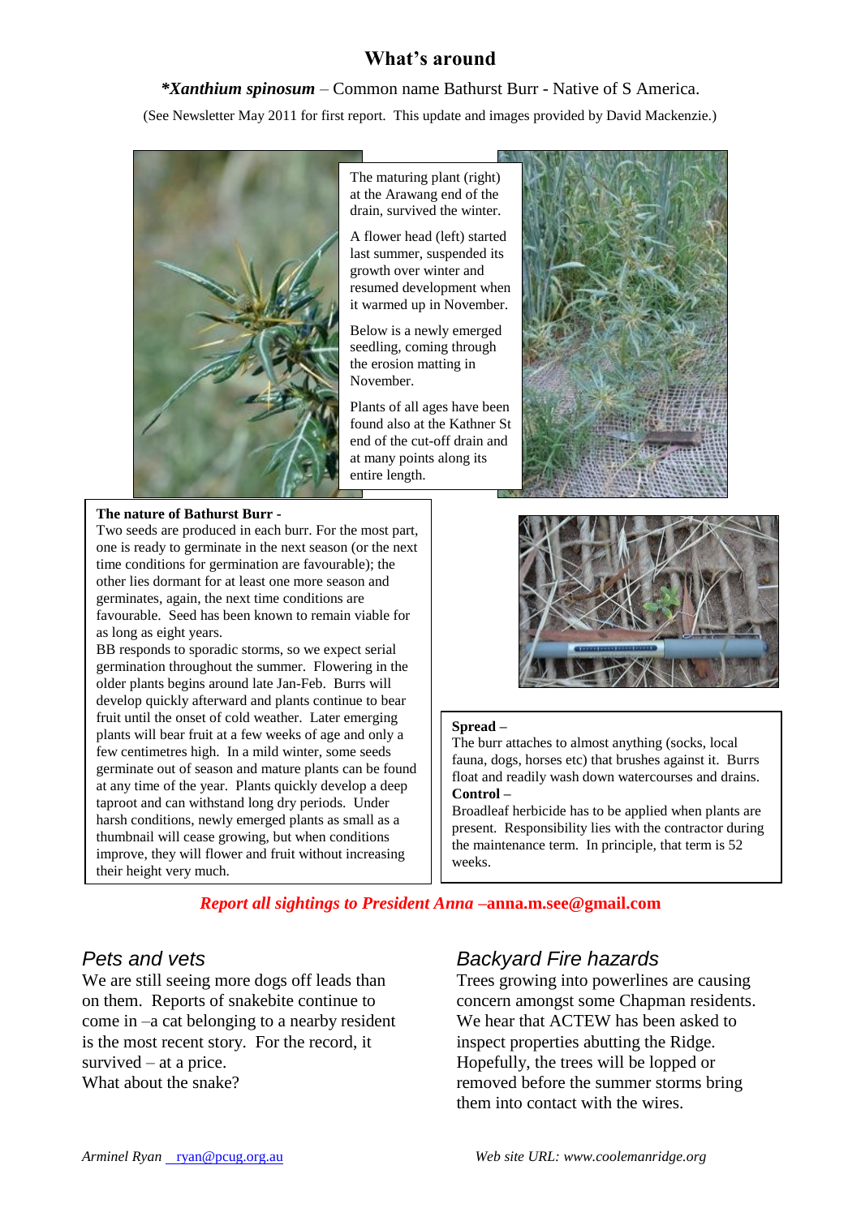# What's around

***Xanthium spinosum** – Common name Bathurst Burr - Native of S America.

(See Newsletter May 2011 for first report. This update and images provided by David Mackenzie.)

The maturing plant (right) at the Arawang end of the drain, survived the winter.

A flower head (left) started last summer, suspended its growth over winter and resumed development when it warmed up in November.

Below is a newly emerged seedling, coming through the erosion matting in November.

Plants of all ages have been found also at the Kathner St end of the cut-off drain and at many points along its entire length.

**The nature of Bathurst Burr -**
Two seeds are produced in each burr. For the most part, one is ready to germinate in the next season (or the next time conditions for germination are favourable); the other lies dormant for at least one more season and germinates, again, the next time conditions are favourable. Seed has been known to remain viable for as long as eight years.
BB responds to sporadic storms, so we expect serial germination throughout the summer. Flowering in the older plants begins around late Jan-Feb. Burrs will develop quickly afterward and plants continue to bear fruit until the onset of cold weather. Later emerging plants will bear fruit at a few weeks of age and only a few centimetres high. In a mild winter, some seeds germinate out of season and mature plants can be found at any time of the year. Plants quickly develop a deep taproot and can withstand long dry periods. Under harsh conditions, newly emerged plants as small as a thumbnail will cease growing, but when conditions improve, they will flower and fruit without increasing their height very much.

**Spread –**
The burr attaches to almost anything (socks, local fauna, dogs, horses etc) that brushes against it. Burrs float and readily wash down watercourses and drains.
**Control –**
Broadleaf herbicide has to be applied when plants are present. Responsibility lies with the contractor during the maintenance term. In principle, that term is 52 weeks.

***Report all sightings to President Anna* –anna.m.see@gmail.com**

## *Pets and vets*

We are still seeing more dogs off leads than on them. Reports of snakebite continue to come in –a cat belonging to a nearby resident is the most recent story. For the record, it survived – at a price.
What about the snake?

## *Backyard Fire hazards*

Trees growing into powerlines are causing concern amongst some Chapman residents. We hear that ACTEW has been asked to inspect properties abutting the Ridge. Hopefully, the trees will be lopped or removed before the summer storms bring them into contact with the wires.

*Arminel Ryan* ryan@pcug.org.au

*Web site URL: www.coolemanridge.org*